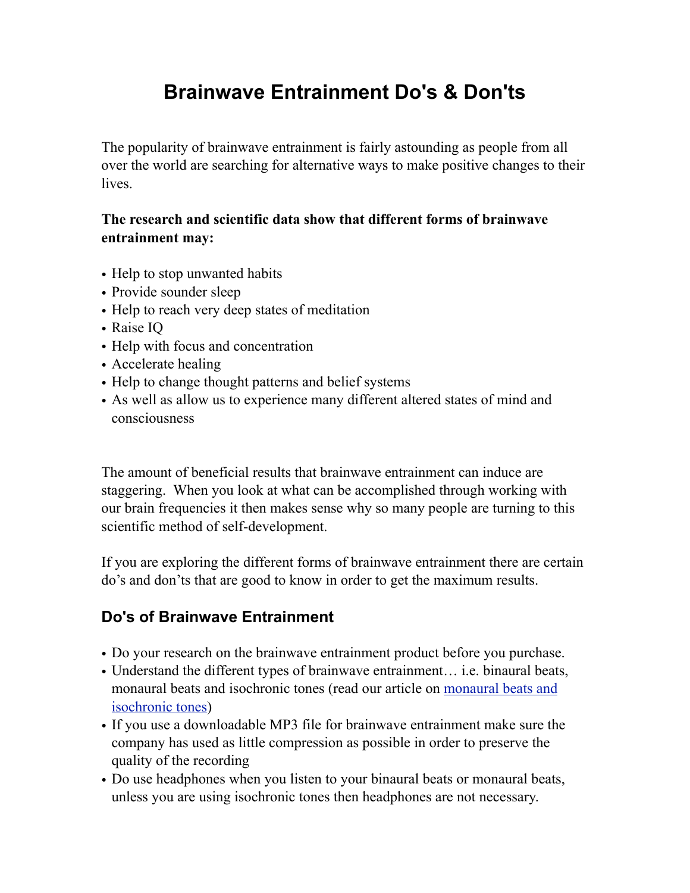# Brainwave Entrainment Do's & Don'ts

The popularity of brainwave entrainment is fairly astounding as people from all over the world are searching for alternative ways to make positive changes to their lives.

**The research and scientific data show that different forms of brainwave entrainment may:**

- Help to stop unwanted habits
- Provide sounder sleep
- Help to reach very deep states of meditation
- Raise IQ
- Help with focus and concentration
- Accelerate healing
- Help to change thought patterns and belief systems
- As well as allow us to experience many different altered states of mind and consciousness

The amount of beneficial results that brainwave entrainment can induce are staggering. When you look at what can be accomplished through working with our brain frequencies it then makes sense why so many people are turning to this scientific method of self-development.

If you are exploring the different forms of brainwave entrainment there are certain do's and don'ts that are good to know in order to get the maximum results.

## Do's of Brainwave Entrainment

- Do your research on the brainwave entrainment product before you purchase.
- Understand the different types of brainwave entrainment… i.e. binaural beats, monaural beats and isochronic tones (read our article on [monaural beats and isochronic tones](#))
- If you use a downloadable MP3 file for brainwave entrainment make sure the company has used as little compression as possible in order to preserve the quality of the recording
- Do use headphones when you listen to your binaural beats or monaural beats, unless you are using isochronic tones then headphones are not necessary.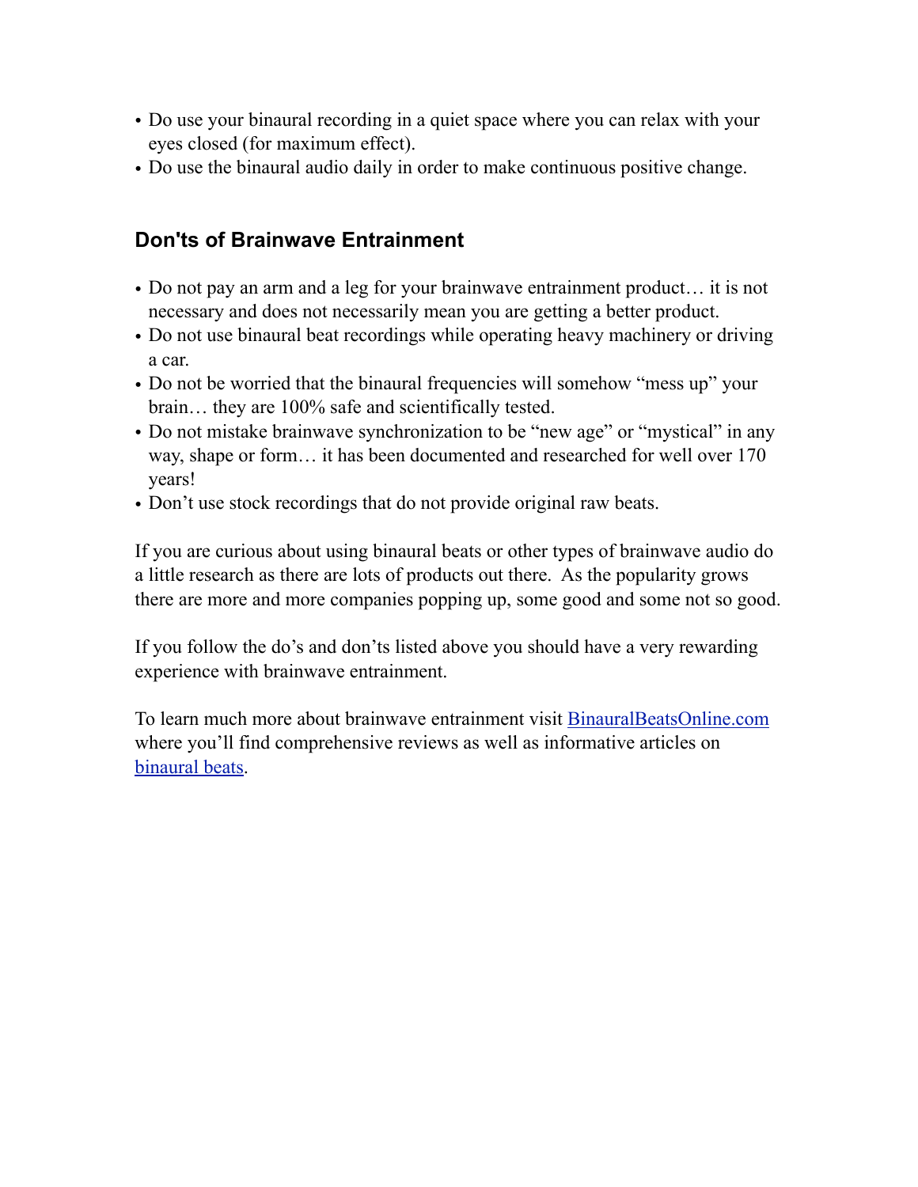- Do use your binaural recording in a quiet space where you can relax with your eyes closed (for maximum effect).
- Do use the binaural audio daily in order to make continuous positive change.

### Don'ts of Brainwave Entrainment

- Do not pay an arm and a leg for your brainwave entrainment product… it is not necessary and does not necessarily mean you are getting a better product.
- Do not use binaural beat recordings while operating heavy machinery or driving a car.
- Do not be worried that the binaural frequencies will somehow "mess up" your brain… they are 100% safe and scientifically tested.
- Do not mistake brainwave synchronization to be "new age" or "mystical" in any way, shape or form… it has been documented and researched for well over 170 years!
- Don't use stock recordings that do not provide original raw beats.

If you are curious about using binaural beats or other types of brainwave audio do a little research as there are lots of products out there. As the popularity grows there are more and more companies popping up, some good and some not so good.

If you follow the do's and don'ts listed above you should have a very rewarding experience with brainwave entrainment.

To learn much more about brainwave entrainment visit [BinauralBeatsOnline.com]() where you'll find comprehensive reviews as well as informative articles on [binaural beats]().